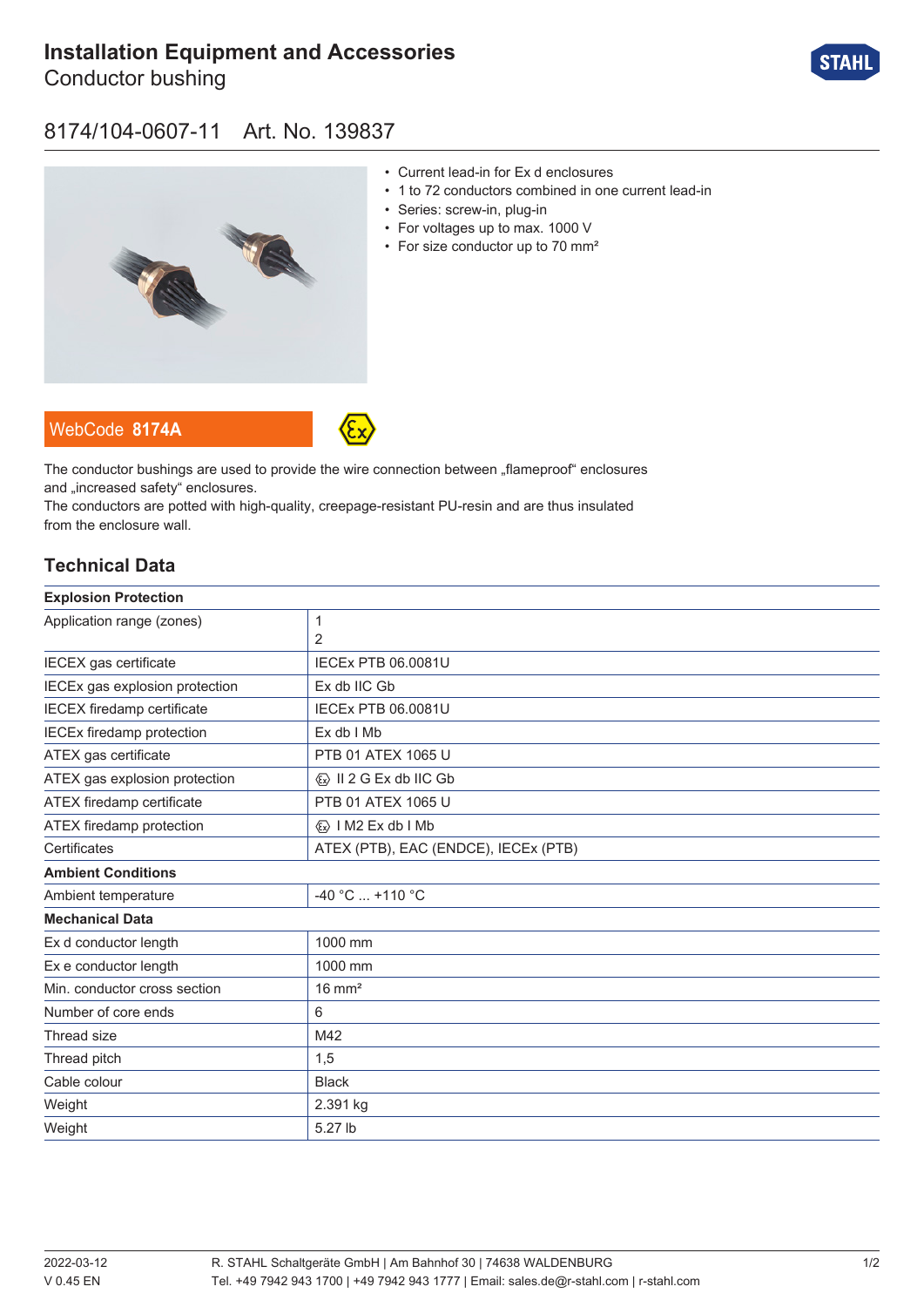# Installation Equipment and Accessories

Conductor bushing

## 8174/104-0607-11 Art. No. 139837

- Current lead-in for Ex d enclosures
- 1 to 72 conductors combined in one current lead-in
- Series: screw-in, plug-in
- For voltages up to max. 1000 V
- For size conductor up to 70 mm²

WebCode **8174A**

The conductor bushings are used to provide the wire connection between „flameproof“ enclosures and „increased safety“ enclosures.
The conductors are potted with high-quality, creepage-resistant PU-resin and are thus insulated from the enclosure wall.

## Technical Data

| **Explosion Protection** | |
|---|---|
| Application range (zones) | 1<br>2 |
| IECEX gas certificate | IECEx PTB 06.0081U |
| IECEx gas explosion protection | Ex db IIC Gb |
| IECEX firedamp certificate | IECEx PTB 06.0081U |
| IECEx firedamp protection | Ex db I Mb |
| ATEX gas certificate | PTB 01 ATEX 1065 U |
| ATEX gas explosion protection | Ⓔx II 2 G Ex db IIC Gb |
| ATEX firedamp certificate | PTB 01 ATEX 1065 U |
| ATEX firedamp protection | Ⓔx I M2 Ex db I Mb |
| Certificates | ATEX (PTB), EAC (ENDCE), IECEx (PTB) |
| **Ambient Conditions** | |
| Ambient temperature | -40 °C ... +110 °C |
| **Mechanical Data** | |
| Ex d conductor length | 1000 mm |
| Ex e conductor length | 1000 mm |
| Min. conductor cross section | 16 mm² |
| Number of core ends | 6 |
| Thread size | M42 |
| Thread pitch | 1,5 |
| Cable colour | Black |
| Weight | 2.391 kg |
| Weight | 5.27 lb |

2022-03-12
V 0.45 EN

R. STAHL Schaltgeräte GmbH | Am Bahnhof 30 | 74638 WALDENBURG
Tel. +49 7942 943 1700 | +49 7942 943 1777 | Email: sales.de@r-stahl.com | r-stahl.com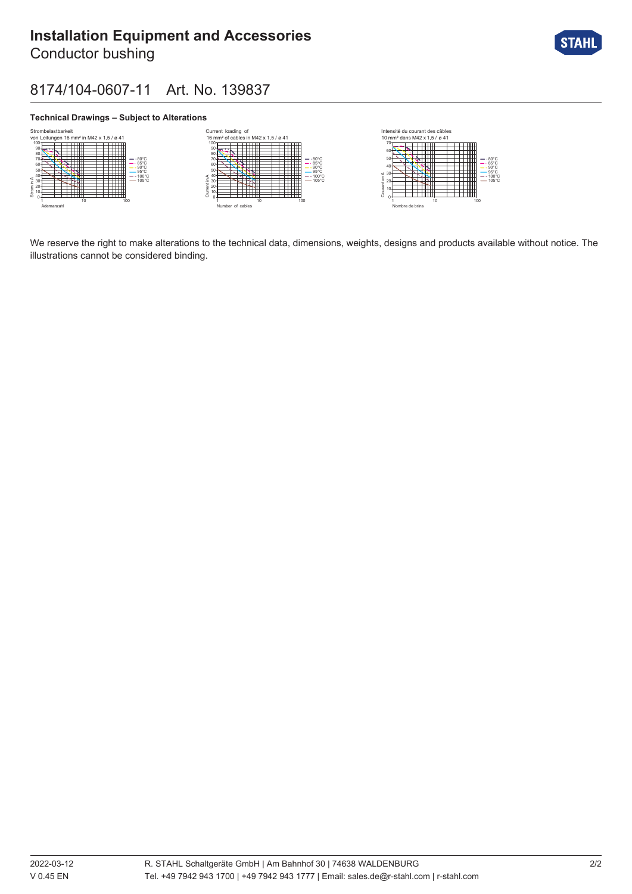# Installation Equipment and Accessories

Conductor bushing

## 8174/104-0607-11 Art. No. 139837

### Technical Drawings – Subject to Alterations

Strombelastbarkeit
von Leitungen 16 mm² in M42 x 1,5 / ø 41

100
90
80
70
60
50
40
30
20
10
0

Strom in A

1
10
100

Adernanzahl

80°C
85°C
90°C
95°C
100°C
105°C

Current loading of
16 mm² of cables in M42 x 1,5 / ø 41

100
90
80
70
60
50
40
30
20
10
0

Current in A

1
10
100

Number of cables

80°C
85°C
90°C
95°C
100°C
105°C

Intensité du courant des câbles
10 mm² dans M42 x 1,5 / ø 41

70
60
50
40
30
20
10
0

Courant en A

1
10
100

Nombre de brins

80°C
85°C
90°C
95°C
100°C
105°C

We reserve the right to make alterations to the technical data, dimensions, weights, designs and products available without notice. The illustrations cannot be considered binding.

2022-03-12
V 0.45 EN

R. STAHL Schaltgeräte GmbH | Am Bahnhof 30 | 74638 WALDENBURG
Tel. +49 7942 943 1700 | +49 7942 943 1777 | Email: sales.de@r-stahl.com | r-stahl.com